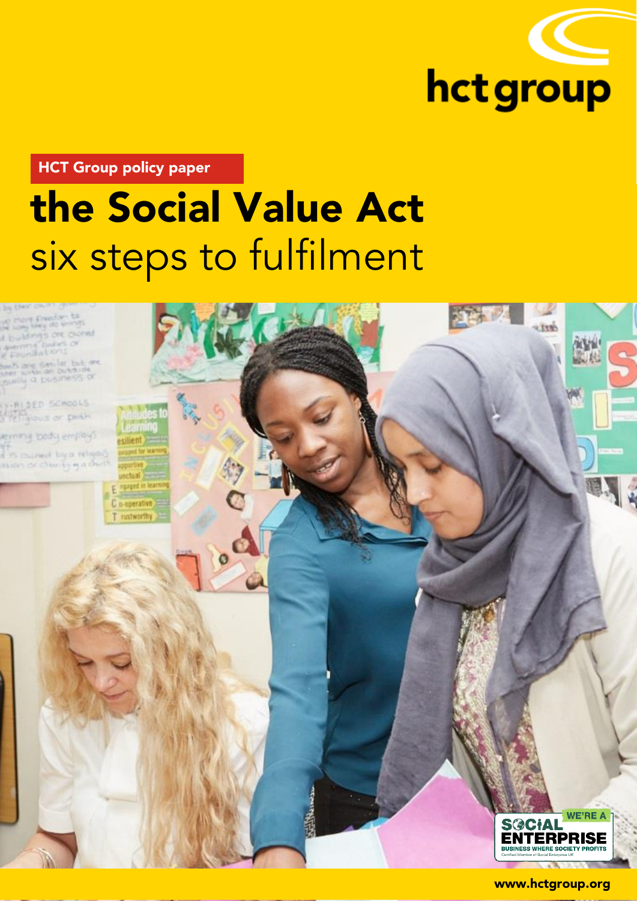hct group

HCT Group policy paper

# the Social Value Act

## six steps to fulfilment

WE'RE A SOCIAL ENTERPRISE
BUSINESS WHERE SOCIETY PROFITS
Certified Member of Social Enterprise UK

www.hctgroup.org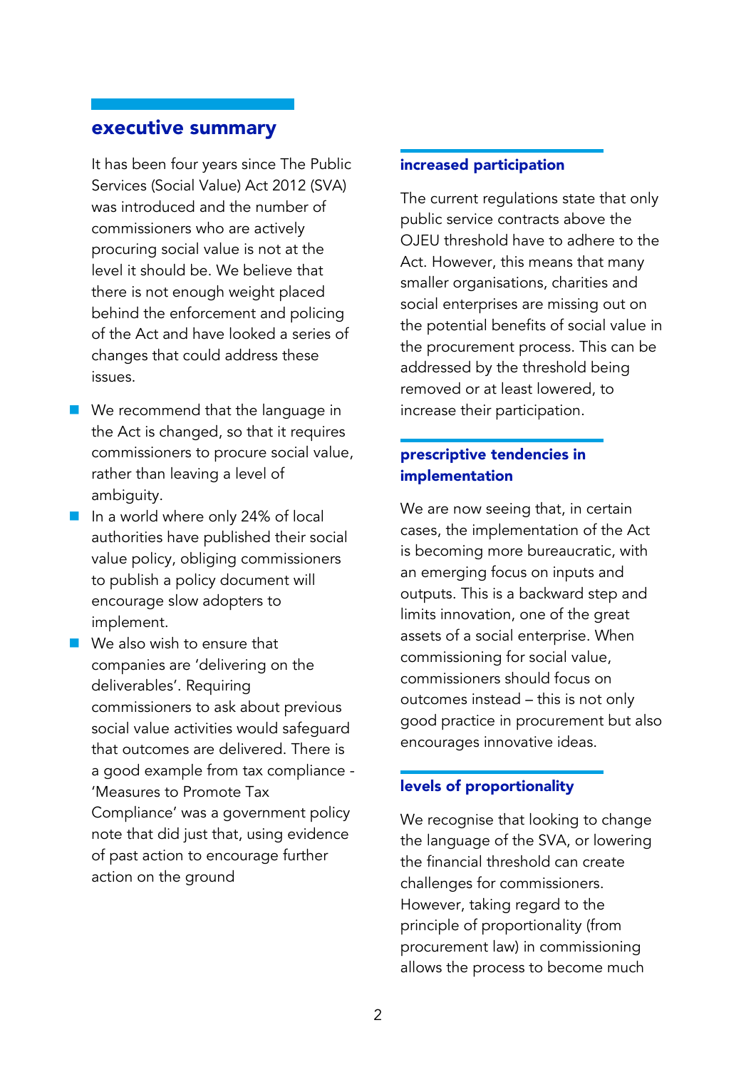## executive summary

It has been four years since The Public Services (Social Value) Act 2012 (SVA) was introduced and the number of commissioners who are actively procuring social value is not at the level it should be. We believe that there is not enough weight placed behind the enforcement and policing of the Act and have looked a series of changes that could address these issues.

- We recommend that the language in the Act is changed, so that it requires commissioners to procure social value, rather than leaving a level of ambiguity.
- In a world where only 24% of local authorities have published their social value policy, obliging commissioners to publish a policy document will encourage slow adopters to implement.
- We also wish to ensure that companies are 'delivering on the deliverables'. Requiring commissioners to ask about previous social value activities would safeguard that outcomes are delivered. There is a good example from tax compliance - 'Measures to Promote Tax Compliance' was a government policy note that did just that, using evidence of past action to encourage further action on the ground

### increased participation

The current regulations state that only public service contracts above the OJEU threshold have to adhere to the Act. However, this means that many smaller organisations, charities and social enterprises are missing out on the potential benefits of social value in the procurement process. This can be addressed by the threshold being removed or at least lowered, to increase their participation.

### prescriptive tendencies in implementation

We are now seeing that, in certain cases, the implementation of the Act is becoming more bureaucratic, with an emerging focus on inputs and outputs. This is a backward step and limits innovation, one of the great assets of a social enterprise. When commissioning for social value, commissioners should focus on outcomes instead – this is not only good practice in procurement but also encourages innovative ideas.

### levels of proportionality

We recognise that looking to change the language of the SVA, or lowering the financial threshold can create challenges for commissioners. However, taking regard to the principle of proportionality (from procurement law) in commissioning allows the process to become much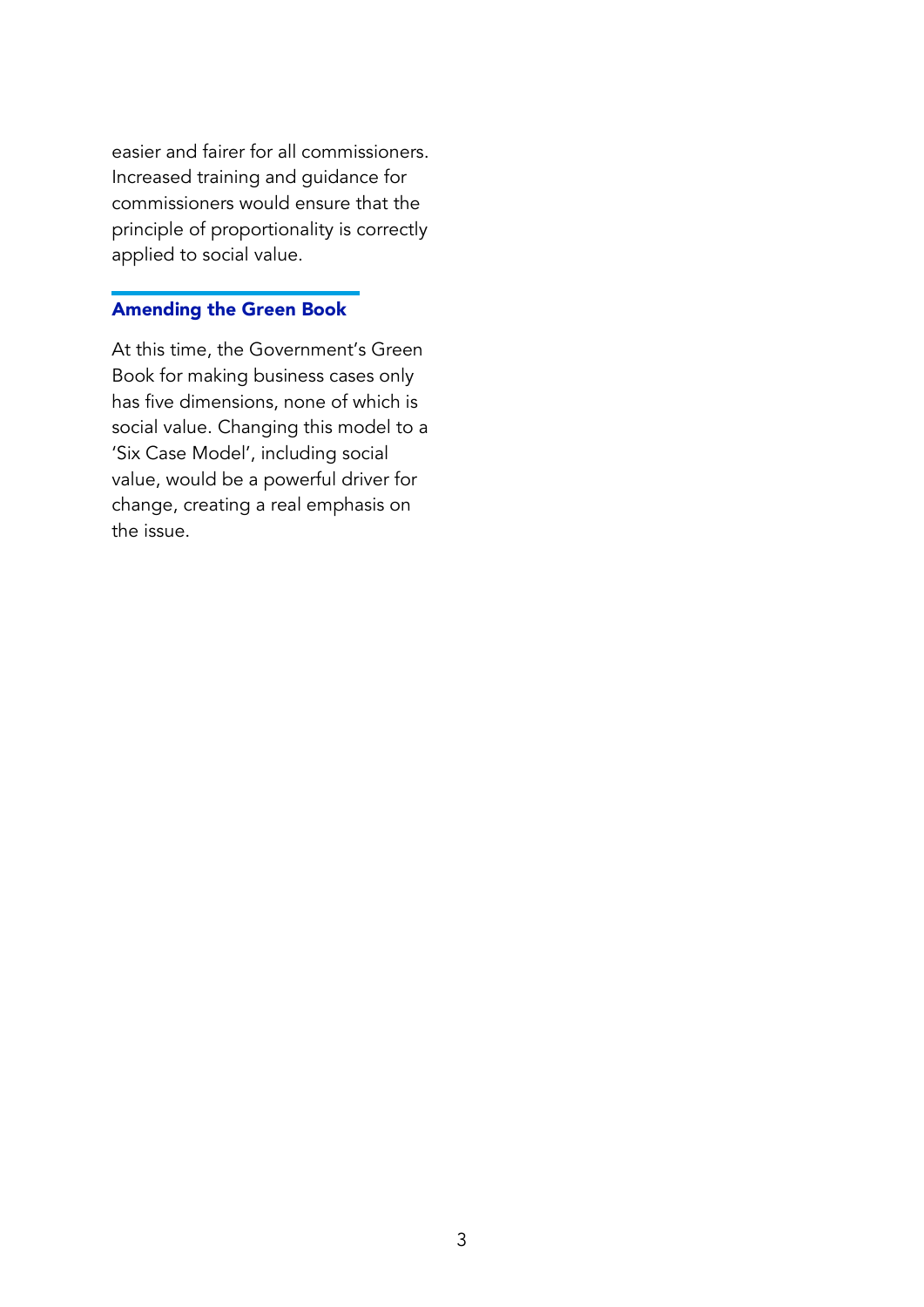easier and fairer for all commissioners. Increased training and guidance for commissioners would ensure that the principle of proportionality is correctly applied to social value.

## Amending the Green Book

At this time, the Government's Green Book for making business cases only has five dimensions, none of which is social value. Changing this model to a 'Six Case Model', including social value, would be a powerful driver for change, creating a real emphasis on the issue.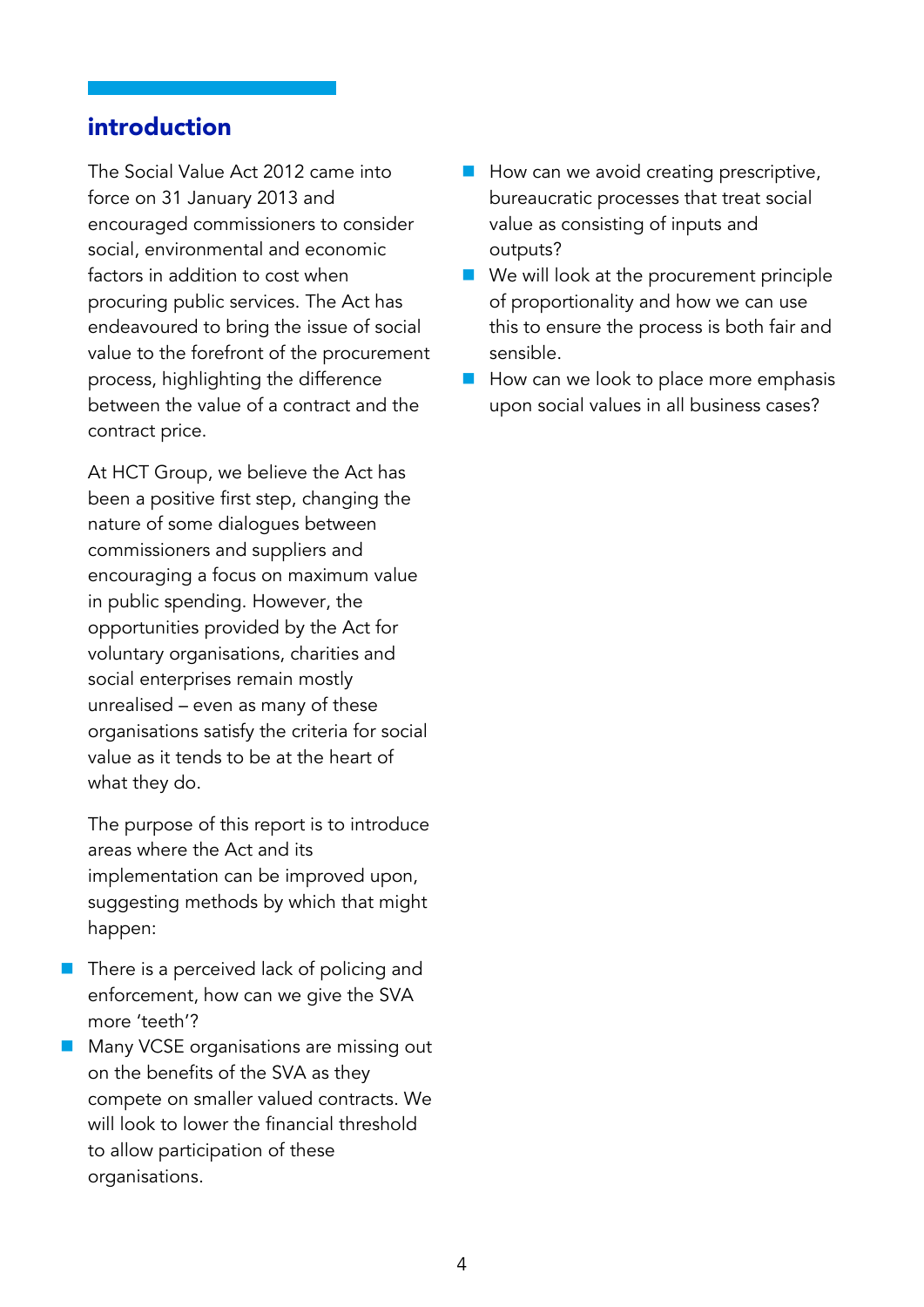## introduction

The Social Value Act 2012 came into force on 31 January 2013 and encouraged commissioners to consider social, environmental and economic factors in addition to cost when procuring public services. The Act has endeavoured to bring the issue of social value to the forefront of the procurement process, highlighting the difference between the value of a contract and the contract price.

At HCT Group, we believe the Act has been a positive first step, changing the nature of some dialogues between commissioners and suppliers and encouraging a focus on maximum value in public spending. However, the opportunities provided by the Act for voluntary organisations, charities and social enterprises remain mostly unrealised – even as many of these organisations satisfy the criteria for social value as it tends to be at the heart of what they do.

The purpose of this report is to introduce areas where the Act and its implementation can be improved upon, suggesting methods by which that might happen:

- There is a perceived lack of policing and enforcement, how can we give the SVA more 'teeth'?
- Many VCSE organisations are missing out on the benefits of the SVA as they compete on smaller valued contracts. We will look to lower the financial threshold to allow participation of these organisations.
- How can we avoid creating prescriptive, bureaucratic processes that treat social value as consisting of inputs and outputs?
- We will look at the procurement principle of proportionality and how we can use this to ensure the process is both fair and sensible.
- How can we look to place more emphasis upon social values in all business cases?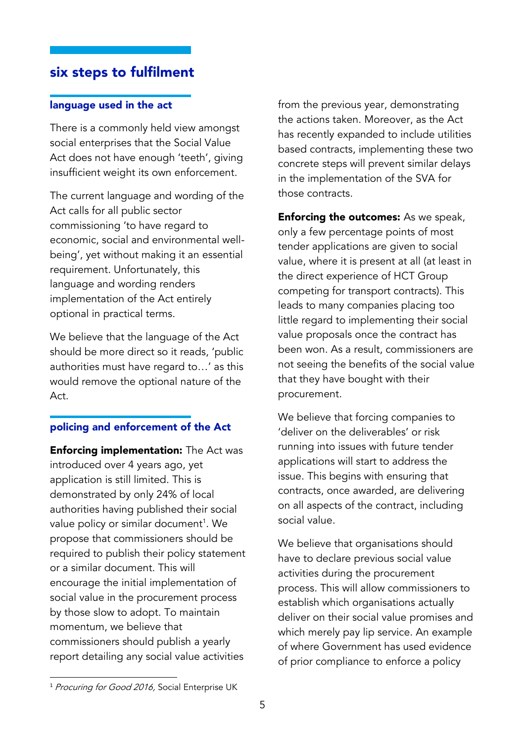## six steps to fulfilment

### language used in the act

There is a commonly held view amongst social enterprises that the Social Value Act does not have enough 'teeth', giving insufficient weight its own enforcement.

The current language and wording of the Act calls for all public sector commissioning 'to have regard to economic, social and environmental well-being', yet without making it an essential requirement. Unfortunately, this language and wording renders implementation of the Act entirely optional in practical terms.

We believe that the language of the Act should be more direct so it reads, 'public authorities must have regard to…' as this would remove the optional nature of the Act.

### policing and enforcement of the Act

**Enforcing implementation:** The Act was introduced over 4 years ago, yet application is still limited. This is demonstrated by only 24% of local authorities having published their social value policy or similar document[1]. We propose that commissioners should be required to publish their policy statement or a similar document. This will encourage the initial implementation of social value in the procurement process by those slow to adopt. To maintain momentum, we believe that commissioners should publish a yearly report detailing any social value activities from the previous year, demonstrating the actions taken. Moreover, as the Act has recently expanded to include utilities based contracts, implementing these two concrete steps will prevent similar delays in the implementation of the SVA for those contracts.

**Enforcing the outcomes:** As we speak, only a few percentage points of most tender applications are given to social value, where it is present at all (at least in the direct experience of HCT Group competing for transport contracts). This leads to many companies placing too little regard to implementing their social value proposals once the contract has been won. As a result, commissioners are not seeing the benefits of the social value that they have bought with their procurement.

We believe that forcing companies to 'deliver on the deliverables' or risk running into issues with future tender applications will start to address the issue. This begins with ensuring that contracts, once awarded, are delivering on all aspects of the contract, including social value.

We believe that organisations should have to declare previous social value activities during the procurement process. This will allow commissioners to establish which organisations actually deliver on their social value promises and which merely pay lip service. An example of where Government has used evidence of prior compliance to enforce a policy

---

[1] *Procuring for Good 2016,* Social Enterprise UK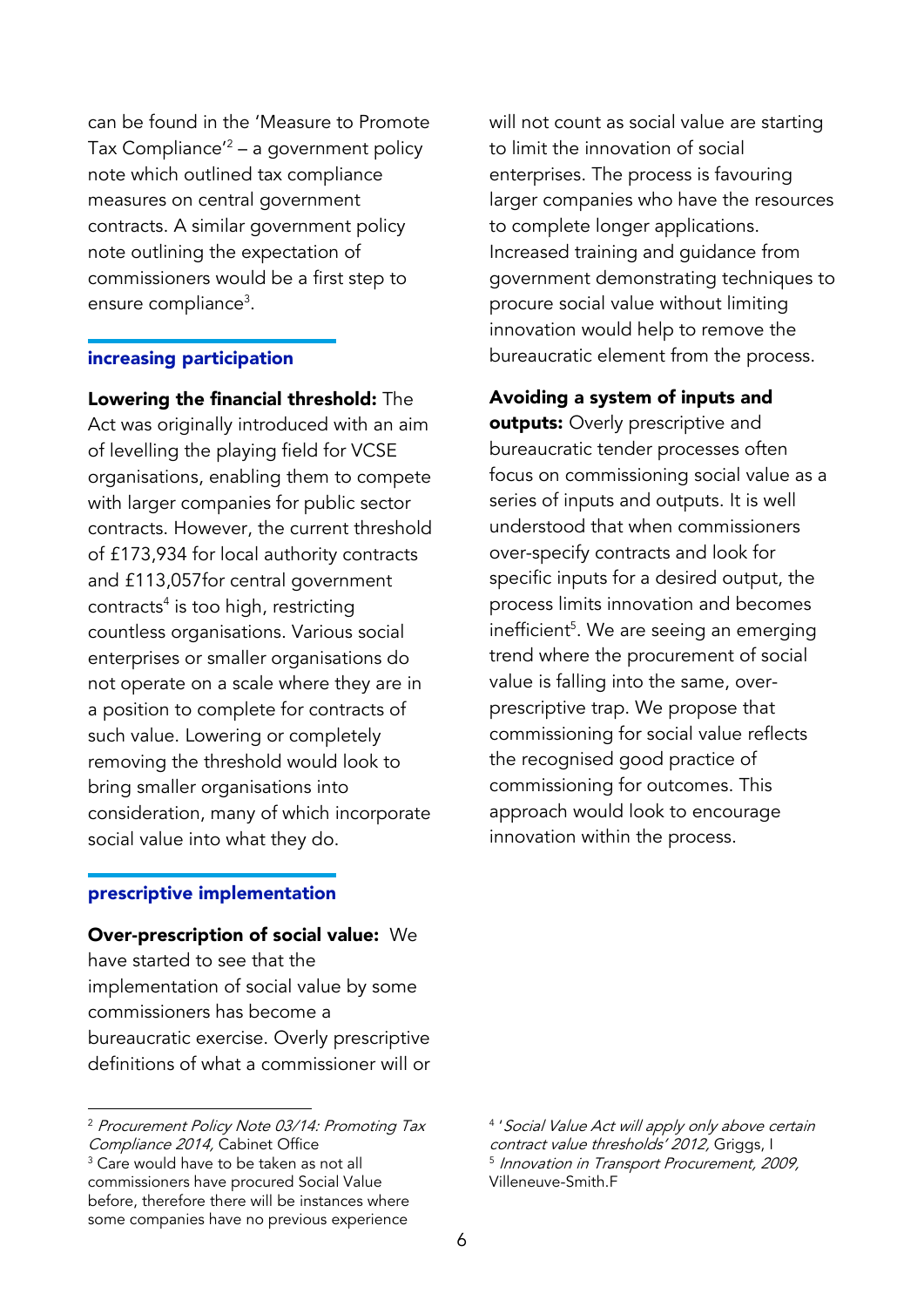can be found in the 'Measure to Promote Tax Compliance'[2] – a government policy note which outlined tax compliance measures on central government contracts. A similar government policy note outlining the expectation of commissioners would be a first step to ensure compliance[3].

## increasing participation

**Lowering the financial threshold:** The Act was originally introduced with an aim of levelling the playing field for VCSE organisations, enabling them to compete with larger companies for public sector contracts. However, the current threshold of £173,934 for local authority contracts and £113,057for central government contracts[4] is too high, restricting countless organisations. Various social enterprises or smaller organisations do not operate on a scale where they are in a position to complete for contracts of such value. Lowering or completely removing the threshold would look to bring smaller organisations into consideration, many of which incorporate social value into what they do.

## prescriptive implementation

**Over-prescription of social value:** We have started to see that the implementation of social value by some commissioners has become a bureaucratic exercise. Overly prescriptive definitions of what a commissioner will or will not count as social value are starting to limit the innovation of social enterprises. The process is favouring larger companies who have the resources to complete longer applications. Increased training and guidance from government demonstrating techniques to procure social value without limiting innovation would help to remove the bureaucratic element from the process.

**Avoiding a system of inputs and outputs:** Overly prescriptive and bureaucratic tender processes often focus on commissioning social value as a series of inputs and outputs. It is well understood that when commissioners over-specify contracts and look for specific inputs for a desired output, the process limits innovation and becomes inefficient[5]. We are seeing an emerging trend where the procurement of social value is falling into the same, over-prescriptive trap. We propose that commissioning for social value reflects the recognised good practice of commissioning for outcomes. This approach would look to encourage innovation within the process.

---

[2] *Procurement Policy Note 03/14: Promoting Tax Compliance 2014,* Cabinet Office

[3] Care would have to be taken as not all commissioners have procured Social Value before, therefore there will be instances where some companies have no previous experience

[4] *'Social Value Act will apply only above certain contract value thresholds' 2012,* Griggs, I

[5] *Innovation in Transport Procurement, 2009,* Villeneuve-Smith.F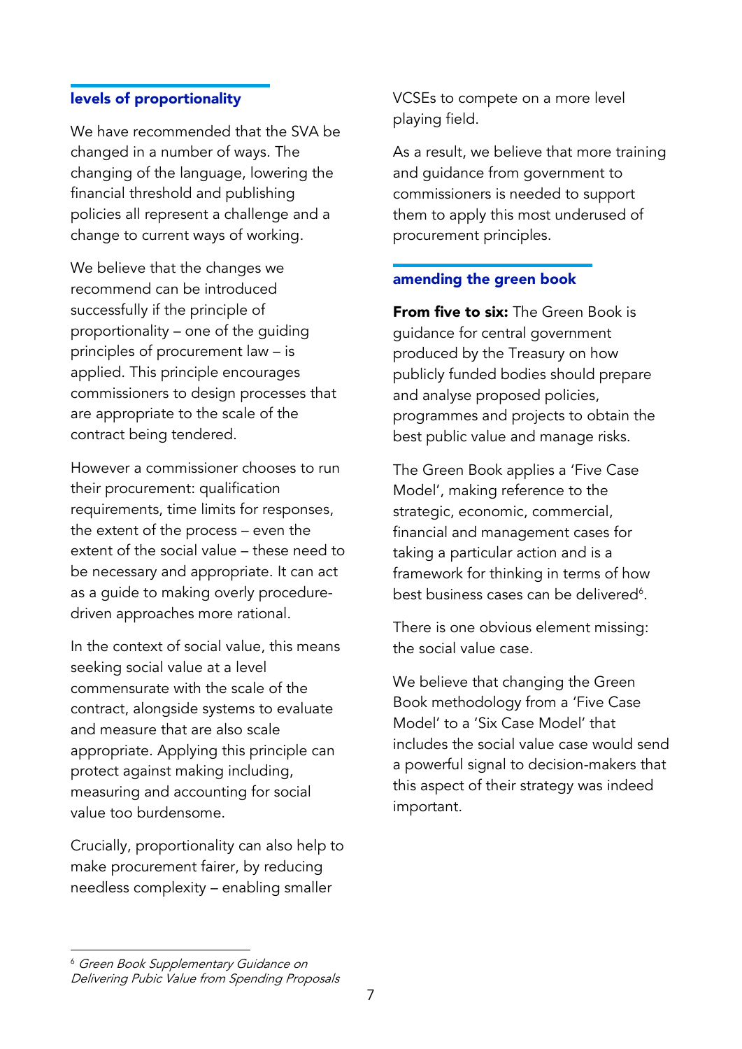## levels of proportionality

We have recommended that the SVA be changed in a number of ways. The changing of the language, lowering the financial threshold and publishing policies all represent a challenge and a change to current ways of working.

We believe that the changes we recommend can be introduced successfully if the principle of proportionality – one of the guiding principles of procurement law – is applied. This principle encourages commissioners to design processes that are appropriate to the scale of the contract being tendered.

However a commissioner chooses to run their procurement: qualification requirements, time limits for responses, the extent of the process – even the extent of the social value – these need to be necessary and appropriate. It can act as a guide to making overly procedure-driven approaches more rational.

In the context of social value, this means seeking social value at a level commensurate with the scale of the contract, alongside systems to evaluate and measure that are also scale appropriate. Applying this principle can protect against making including, measuring and accounting for social value too burdensome.

Crucially, proportionality can also help to make procurement fairer, by reducing needless complexity – enabling smaller VCSEs to compete on a more level playing field.

As a result, we believe that more training and guidance from government to commissioners is needed to support them to apply this most underused of procurement principles.

## amending the green book

**From five to six:** The Green Book is guidance for central government produced by the Treasury on how publicly funded bodies should prepare and analyse proposed policies, programmes and projects to obtain the best public value and manage risks.

The Green Book applies a 'Five Case Model', making reference to the strategic, economic, commercial, financial and management cases for taking a particular action and is a framework for thinking in terms of how best business cases can be delivered[6].

There is one obvious element missing: the social value case.

We believe that changing the Green Book methodology from a 'Five Case Model' to a 'Six Case Model' that includes the social value case would send a powerful signal to decision-makers that this aspect of their strategy was indeed important.

---

[6] *Green Book Supplementary Guidance on Delivering Pubic Value from Spending Proposals*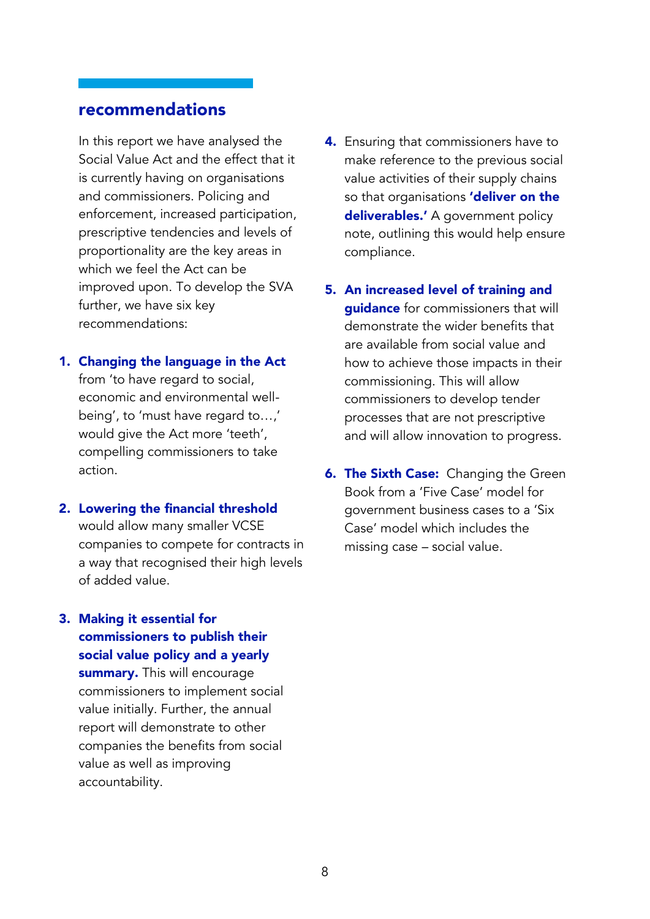## recommendations

In this report we have analysed the Social Value Act and the effect that it is currently having on organisations and commissioners. Policing and enforcement, increased participation, prescriptive tendencies and levels of proportionality are the key areas in which we feel the Act can be improved upon. To develop the SVA further, we have six key recommendations:

1. **Changing the language in the Act** from 'to have regard to social, economic and environmental well-being', to 'must have regard to…,' would give the Act more 'teeth', compelling commissioners to take action.

2. **Lowering the financial threshold** would allow many smaller VCSE companies to compete for contracts in a way that recognised their high levels of added value.

3. **Making it essential for commissioners to publish their social value policy and a yearly summary.** This will encourage commissioners to implement social value initially. Further, the annual report will demonstrate to other companies the benefits from social value as well as improving accountability.

4. Ensuring that commissioners have to make reference to the previous social value activities of their supply chains so that organisations **'deliver on the deliverables.'** A government policy note, outlining this would help ensure compliance.

5. **An increased level of training and guidance** for commissioners that will demonstrate the wider benefits that are available from social value and how to achieve those impacts in their commissioning. This will allow commissioners to develop tender processes that are not prescriptive and will allow innovation to progress.

6. **The Sixth Case:** Changing the Green Book from a 'Five Case' model for government business cases to a 'Six Case' model which includes the missing case – social value.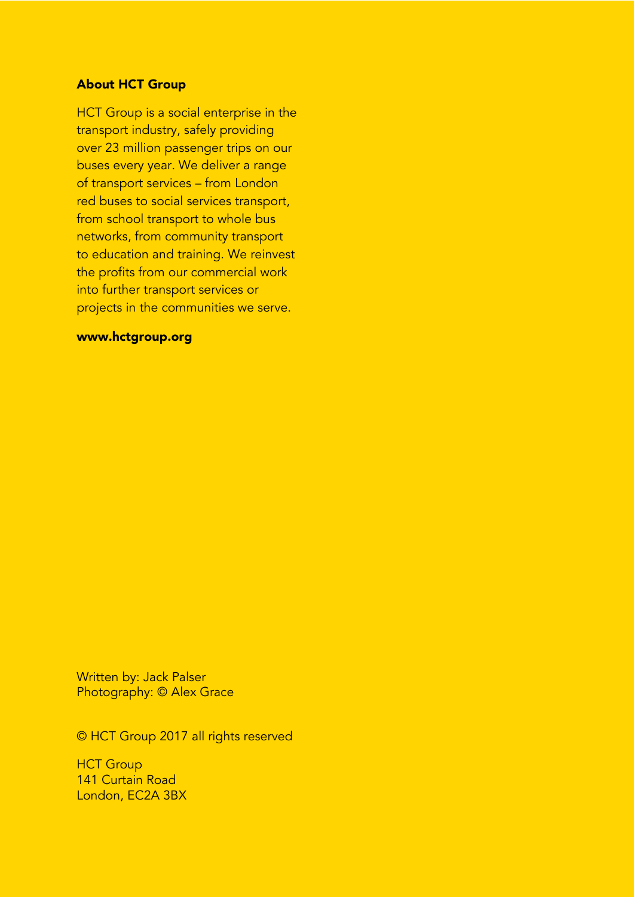## About HCT Group

HCT Group is a social enterprise in the transport industry, safely providing over 23 million passenger trips on our buses every year. We deliver a range of transport services – from London red buses to social services transport, from school transport to whole bus networks, from community transport to education and training. We reinvest the profits from our commercial work into further transport services or projects in the communities we serve.

**www.hctgroup.org**

Written by: Jack Palser
Photography: © Alex Grace

© HCT Group 2017 all rights reserved

HCT Group
141 Curtain Road
London, EC2A 3BX